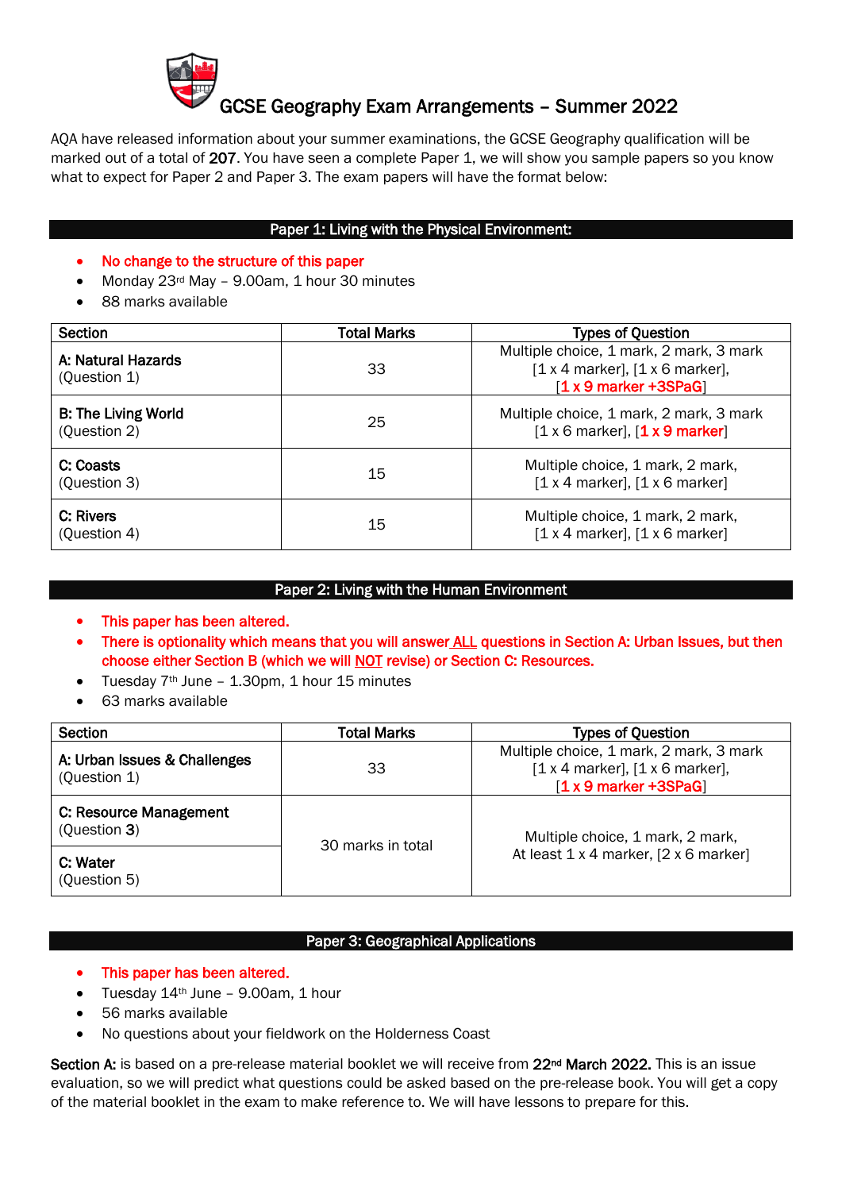# GCSE Geography Exam Arrangements – Summer 2022

AQA have released information about your summer examinations, the GCSE Geography qualification will be marked out of a total of **207**. You have seen a complete Paper 1, we will show you sample papers so you know what to expect for Paper 2 and Paper 3. The exam papers will have the format below:

## Paper 1: Living with the Physical Environment:

- No change to the structure of this paper
- Monday 23rd May – 9.00am, 1 hour 30 minutes
- 88 marks available

| Section | Total Marks | Types of Question |
|---|---|---|
| **A: Natural Hazards** (Question 1) | 33 | Multiple choice, 1 mark, 2 mark, 3 mark [1 x 4 marker], [1 x 6 marker], [1 x 9 marker +3SPaG] |
| **B: The Living World** (Question 2) | 25 | Multiple choice, 1 mark, 2 mark, 3 mark [1 x 6 marker], [1 x 9 marker] |
| **C: Coasts** (Question 3) | 15 | Multiple choice, 1 mark, 2 mark, [1 x 4 marker], [1 x 6 marker] |
| **C: Rivers** (Question 4) | 15 | Multiple choice, 1 mark, 2 mark, [1 x 4 marker], [1 x 6 marker] |

## Paper 2: Living with the Human Environment

- This paper has been altered.
- There is optionality which means that you will answer ALL questions in Section A: Urban Issues, but then choose either Section B (which we will NOT revise) or Section C: Resources.
- Tuesday 7th June – 1.30pm, 1 hour 15 minutes
- 63 marks available

| Section | Total Marks | Types of Question |
|---|---|---|
| **A: Urban Issues & Challenges** (Question 1) | 33 | Multiple choice, 1 mark, 2 mark, 3 mark [1 x 4 marker], [1 x 6 marker], [1 x 9 marker +3SPaG] |
| **C: Resource Management** (Question **3**) | 30 marks in total | Multiple choice, 1 mark, 2 mark, At least 1 x 4 marker, [2 x 6 marker] |
| **C: Water** (Question 5) | | |

## Paper 3: Geographical Applications

- This paper has been altered.
- Tuesday 14th June – 9.00am, 1 hour
- 56 marks available
- No questions about your fieldwork on the Holderness Coast

**Section A:** is based on a pre-release material booklet we will receive from **22nd March 2022.** This is an issue evaluation, so we will predict what questions could be asked based on the pre-release book. You will get a copy of the material booklet in the exam to make reference to. We will have lessons to prepare for this.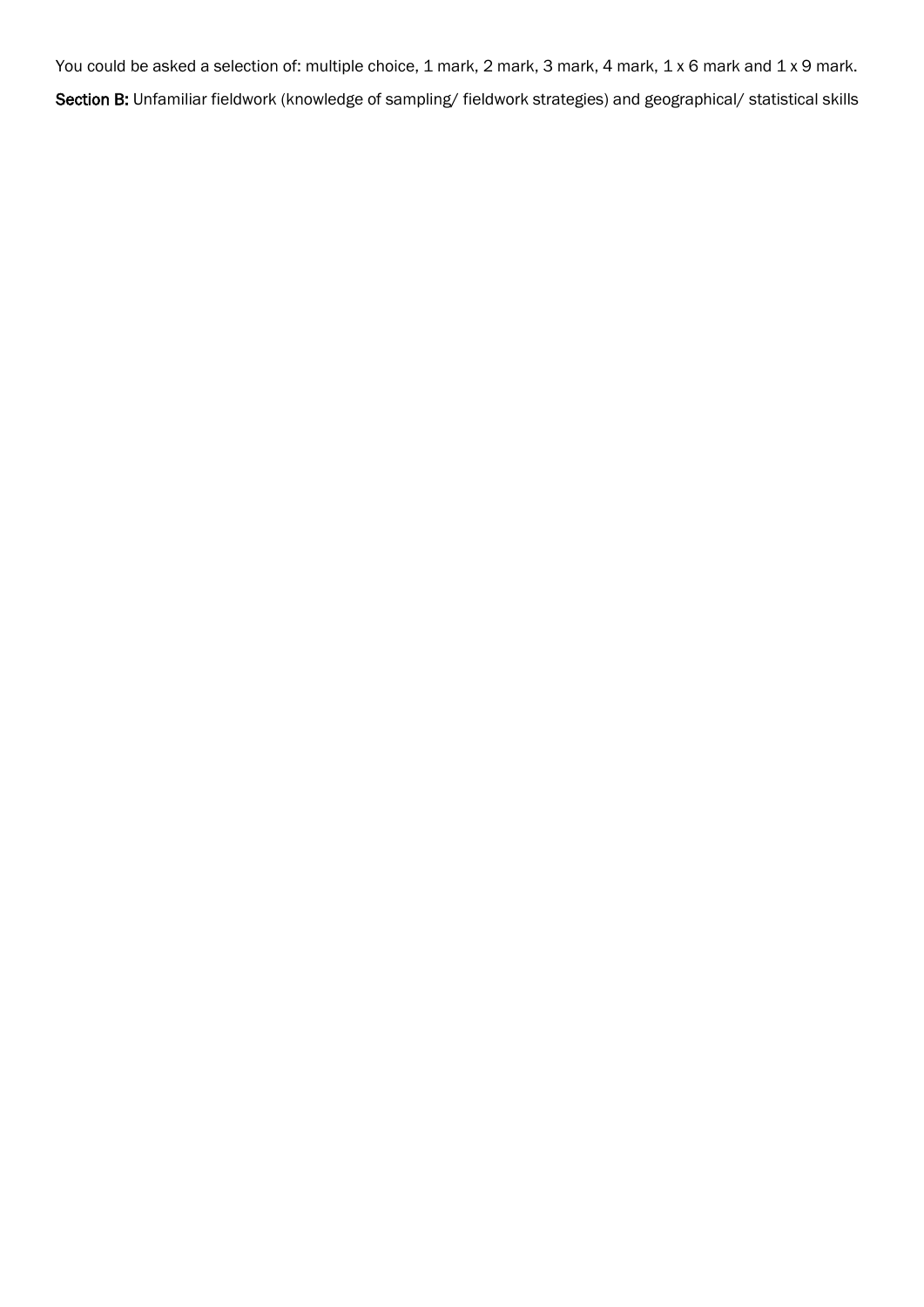You could be asked a selection of: multiple choice, 1 mark, 2 mark, 3 mark, 4 mark, 1 x 6 mark and 1 x 9 mark.

**Section B:** Unfamiliar fieldwork (knowledge of sampling/ fieldwork strategies) and geographical/ statistical skills